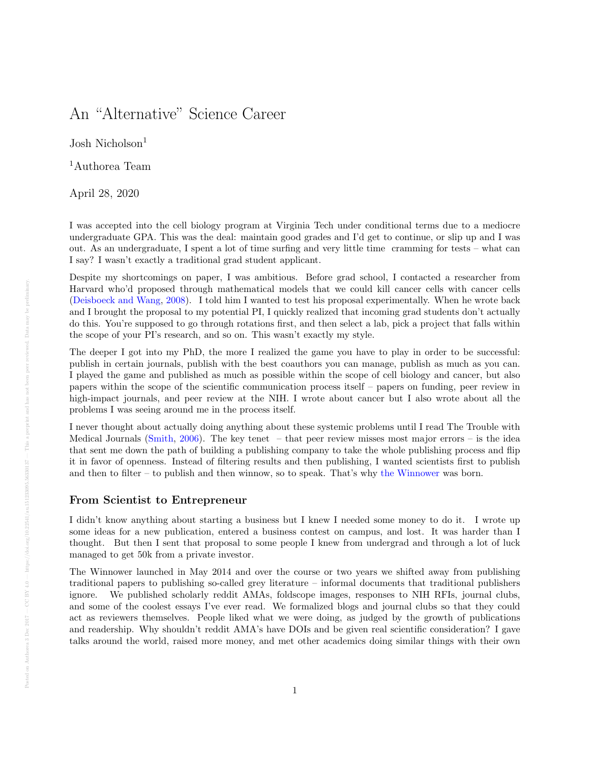# An "Alternative" Science Career

Josh Nicholson[1]

[1]Authorea Team

April 28, 2020

I was accepted into the cell biology program at Virginia Tech under conditional terms due to a mediocre undergraduate GPA. This was the deal: maintain good grades and I'd get to continue, or slip up and I was out. As an undergraduate, I spent a lot of time surfing and very little time cramming for tests – what can I say? I wasn't exactly a traditional grad student applicant.

Despite my shortcomings on paper, I was ambitious. Before grad school, I contacted a researcher from Harvard who'd proposed through mathematical models that we could kill cancer cells with cancer cells (Deisboeck and Wang, 2008). I told him I wanted to test his proposal experimentally. When he wrote back and I brought the proposal to my potential PI, I quickly realized that incoming grad students don't actually do this. You're supposed to go through rotations first, and then select a lab, pick a project that falls within the scope of your PI's research, and so on. This wasn't exactly my style.

The deeper I got into my PhD, the more I realized the game you have to play in order to be successful: publish in certain journals, publish with the best coauthors you can manage, publish as much as you can. I played the game and published as much as possible within the scope of cell biology and cancer, but also papers within the scope of the scientific communication process itself – papers on funding, peer review in high-impact journals, and peer review at the NIH. I wrote about cancer but I also wrote about all the problems I was seeing around me in the process itself.

I never thought about actually doing anything about these systemic problems until I read The Trouble with Medical Journals (Smith, 2006). The key tenet – that peer review misses most major errors – is the idea that sent me down the path of building a publishing company to take the whole publishing process and flip it in favor of openness. Instead of filtering results and then publishing, I wanted scientists first to publish and then to filter – to publish and then winnow, so to speak. That's why the Winnower was born.

### From Scientist to Entrepreneur

I didn't know anything about starting a business but I knew I needed some money to do it. I wrote up some ideas for a new publication, entered a business contest on campus, and lost. It was harder than I thought. But then I sent that proposal to some people I knew from undergrad and through a lot of luck managed to get 50k from a private investor.

The Winnower launched in May 2014 and over the course or two years we shifted away from publishing traditional papers to publishing so-called grey literature – informal documents that traditional publishers ignore. We published scholarly reddit AMAs, foldscope images, responses to NIH RFIs, journal clubs, and some of the coolest essays I've ever read. We formalized blogs and journal clubs so that they could act as reviewers themselves. People liked what we were doing, as judged by the growth of publications and readership. Why shouldn't reddit AMA's have DOIs and be given real scientific consideration? I gave talks around the world, raised more money, and met other academics doing similar things with their own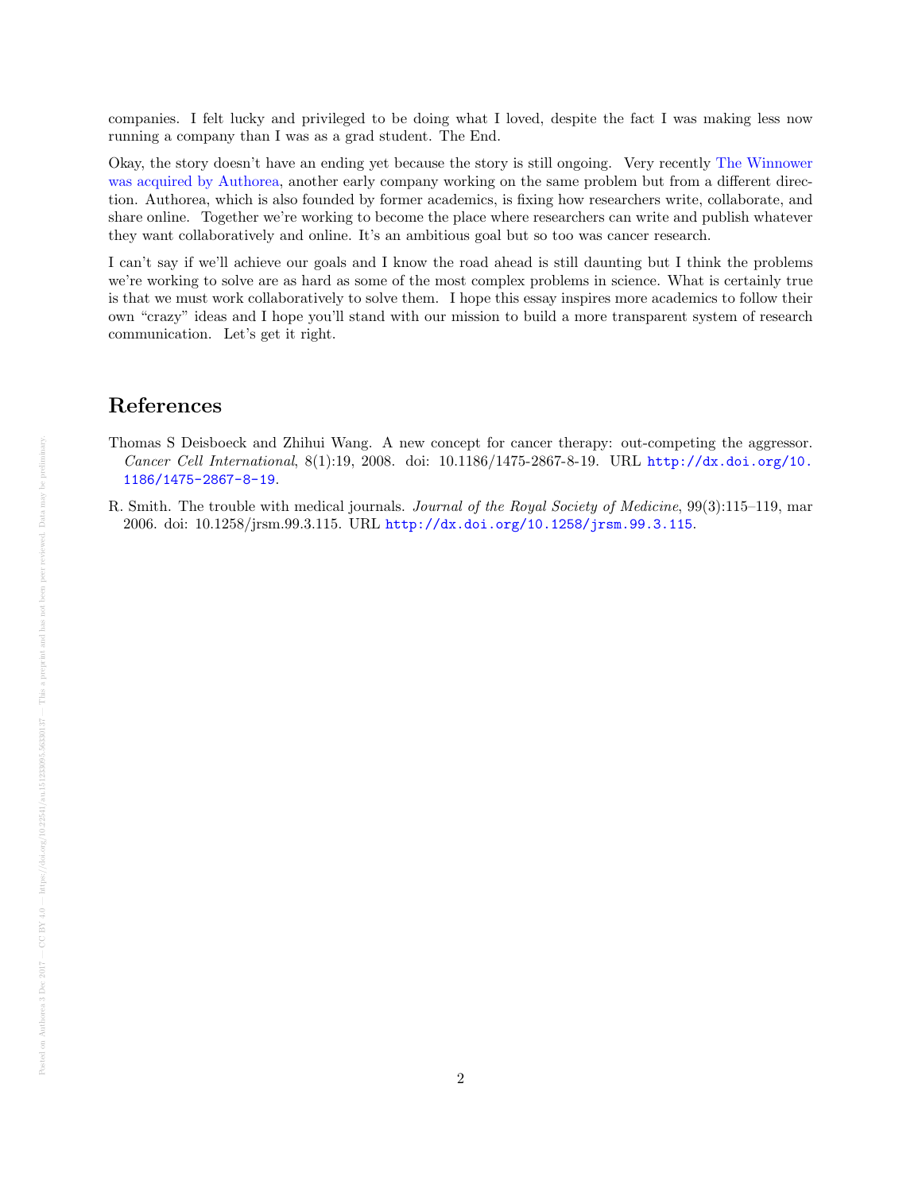companies. I felt lucky and privileged to be doing what I loved, despite the fact I was making less now running a company than I was as a grad student. The End.

Okay, the story doesn't have an ending yet because the story is still ongoing. Very recently The Winnower was acquired by Authorea, another early company working on the same problem but from a different direction. Authorea, which is also founded by former academics, is fixing how researchers write, collaborate, and share online. Together we're working to become the place where researchers can write and publish whatever they want collaboratively and online. It's an ambitious goal but so too was cancer research.

I can't say if we'll achieve our goals and I know the road ahead is still daunting but I think the problems we're working to solve are as hard as some of the most complex problems in science. What is certainly true is that we must work collaboratively to solve them. I hope this essay inspires more academics to follow their own "crazy" ideas and I hope you'll stand with our mission to build a more transparent system of research communication. Let's get it right.

## References

Thomas S Deisboeck and Zhihui Wang. A new concept for cancer therapy: out-competing the aggressor. *Cancer Cell International*, 8(1):19, 2008. doi: 10.1186/1475-2867-8-19. URL http://dx.doi.org/10.1186/1475-2867-8-19.

R. Smith. The trouble with medical journals. *Journal of the Royal Society of Medicine*, 99(3):115–119, mar 2006. doi: 10.1258/jrsm.99.3.115. URL http://dx.doi.org/10.1258/jrsm.99.3.115.